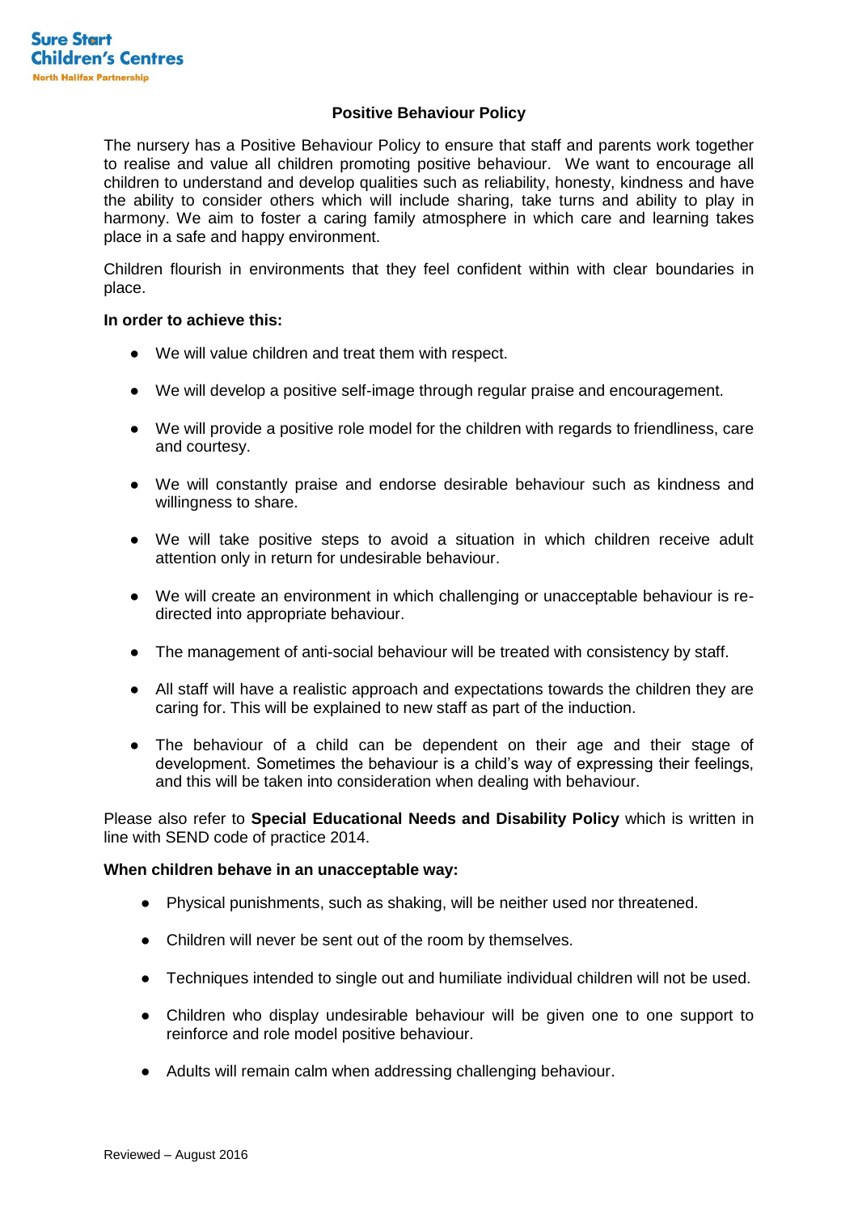Sure Start Children's Centres
North Halifax Partnership

## Positive Behaviour Policy

The nursery has a Positive Behaviour Policy to ensure that staff and parents work together to realise and value all children promoting positive behaviour. We want to encourage all children to understand and develop qualities such as reliability, honesty, kindness and have the ability to consider others which will include sharing, take turns and ability to play in harmony. We aim to foster a caring family atmosphere in which care and learning takes place in a safe and happy environment.

Children flourish in environments that they feel confident within with clear boundaries in place.

**In order to achieve this:**

- We will value children and treat them with respect.
- We will develop a positive self-image through regular praise and encouragement.
- We will provide a positive role model for the children with regards to friendliness, care and courtesy.
- We will constantly praise and endorse desirable behaviour such as kindness and willingness to share.
- We will take positive steps to avoid a situation in which children receive adult attention only in return for undesirable behaviour.
- We will create an environment in which challenging or unacceptable behaviour is re-directed into appropriate behaviour.
- The management of anti-social behaviour will be treated with consistency by staff.
- All staff will have a realistic approach and expectations towards the children they are caring for. This will be explained to new staff as part of the induction.
- The behaviour of a child can be dependent on their age and their stage of development. Sometimes the behaviour is a child's way of expressing their feelings, and this will be taken into consideration when dealing with behaviour.

Please also refer to **Special Educational Needs and Disability Policy** which is written in line with SEND code of practice 2014.

**When children behave in an unacceptable way:**

- Physical punishments, such as shaking, will be neither used nor threatened.
- Children will never be sent out of the room by themselves.
- Techniques intended to single out and humiliate individual children will not be used.
- Children who display undesirable behaviour will be given one to one support to reinforce and role model positive behaviour.
- Adults will remain calm when addressing challenging behaviour.

Reviewed – August 2016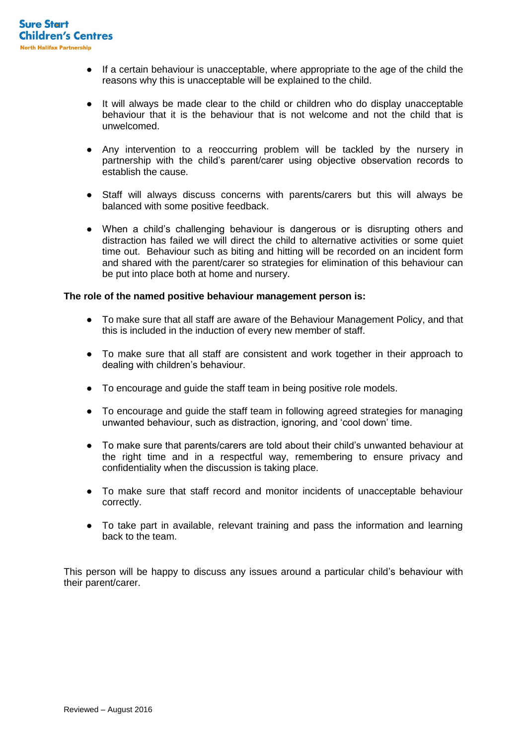- If a certain behaviour is unacceptable, where appropriate to the age of the child the reasons why this is unacceptable will be explained to the child.

- It will always be made clear to the child or children who do display unacceptable behaviour that it is the behaviour that is not welcome and not the child that is unwelcomed.

- Any intervention to a reoccurring problem will be tackled by the nursery in partnership with the child's parent/carer using objective observation records to establish the cause.

- Staff will always discuss concerns with parents/carers but this will always be balanced with some positive feedback.

- When a child's challenging behaviour is dangerous or is disrupting others and distraction has failed we will direct the child to alternative activities or some quiet time out. Behaviour such as biting and hitting will be recorded on an incident form and shared with the parent/carer so strategies for elimination of this behaviour can be put into place both at home and nursery.

**The role of the named positive behaviour management person is:**

- To make sure that all staff are aware of the Behaviour Management Policy, and that this is included in the induction of every new member of staff.

- To make sure that all staff are consistent and work together in their approach to dealing with children's behaviour.

- To encourage and guide the staff team in being positive role models.

- To encourage and guide the staff team in following agreed strategies for managing unwanted behaviour, such as distraction, ignoring, and 'cool down' time.

- To make sure that parents/carers are told about their child's unwanted behaviour at the right time and in a respectful way, remembering to ensure privacy and confidentiality when the discussion is taking place.

- To make sure that staff record and monitor incidents of unacceptable behaviour correctly.

- To take part in available, relevant training and pass the information and learning back to the team.

This person will be happy to discuss any issues around a particular child's behaviour with their parent/carer.

Reviewed – August 2016